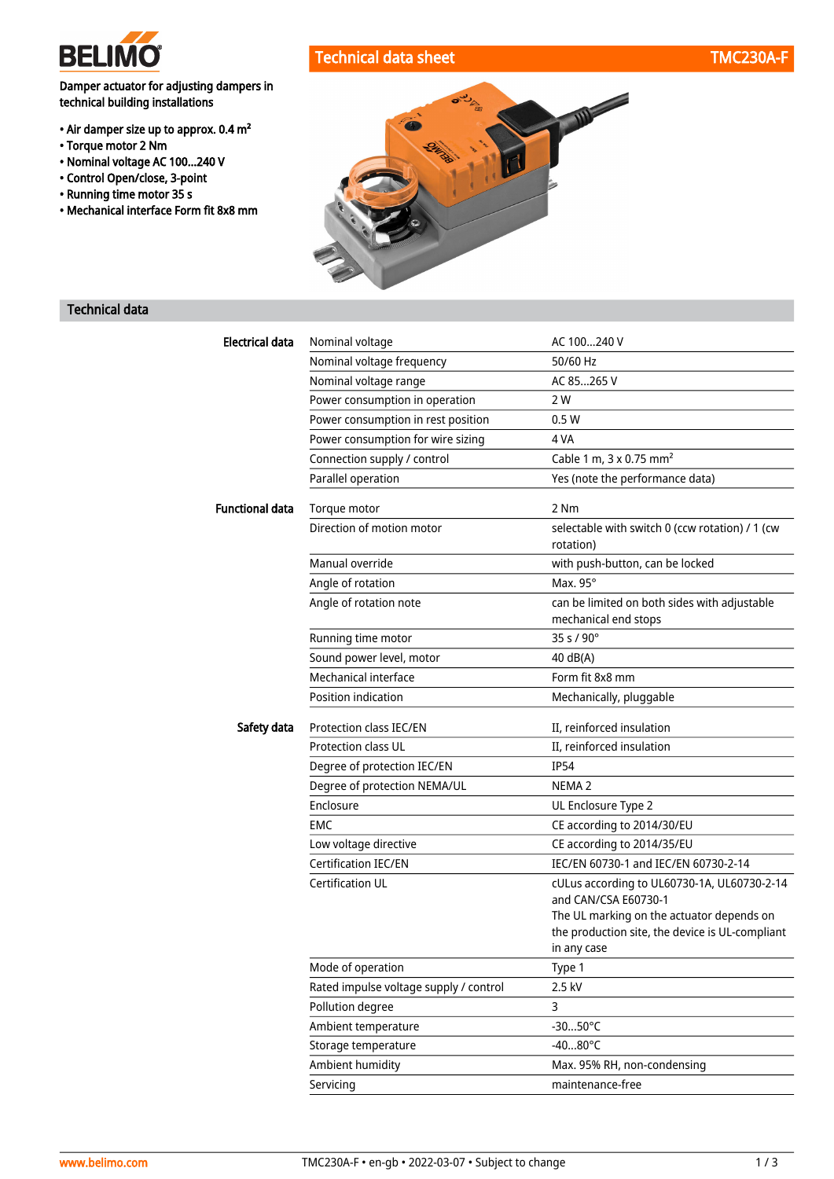# Technical data sheet TMC230A-F

Damper actuator for adjusting dampers in technical building installations

- Air damper size up to approx. 0.4 m²
- Torque motor 2 Nm
- Nominal voltage AC 100...240 V
- Control Open/close, 3-point
- Running time motor 35 s
- Mechanical interface Form fit 8x8 mm

## Technical data

| | | |
|---|---|---|
| **Electrical data** | Nominal voltage | AC 100...240 V |
| | Nominal voltage frequency | 50/60 Hz |
| | Nominal voltage range | AC 85...265 V |
| | Power consumption in operation | 2 W |
| | Power consumption in rest position | 0.5 W |
| | Power consumption for wire sizing | 4 VA |
| | Connection supply / control | Cable 1 m, 3 x 0.75 mm² |
| | Parallel operation | Yes (note the performance data) |
| **Functional data** | Torque motor | 2 Nm |
| | Direction of motion motor | selectable with switch 0 (ccw rotation) / 1 (cw rotation) |
| | Manual override | with push-button, can be locked |
| | Angle of rotation | Max. 95° |
| | Angle of rotation note | can be limited on both sides with adjustable mechanical end stops |
| | Running time motor | 35 s / 90° |
| | Sound power level, motor | 40 dB(A) |
| | Mechanical interface | Form fit 8x8 mm |
| | Position indication | Mechanically, pluggable |
| **Safety data** | Protection class IEC/EN | II, reinforced insulation |
| | Protection class UL | II, reinforced insulation |
| | Degree of protection IEC/EN | IP54 |
| | Degree of protection NEMA/UL | NEMA 2 |
| | Enclosure | UL Enclosure Type 2 |
| | EMC | CE according to 2014/30/EU |
| | Low voltage directive | CE according to 2014/35/EU |
| | Certification IEC/EN | IEC/EN 60730-1 and IEC/EN 60730-2-14 |
| | Certification UL | cULus according to UL60730-1A, UL60730-2-14 and CAN/CSA E60730-1<br>The UL marking on the actuator depends on the production site, the device is UL-compliant in any case |
| | Mode of operation | Type 1 |
| | Rated impulse voltage supply / control | 2.5 kV |
| | Pollution degree | 3 |
| | Ambient temperature | -30...50°C |
| | Storage temperature | -40...80°C |
| | Ambient humidity | Max. 95% RH, non-condensing |
| | Servicing | maintenance-free |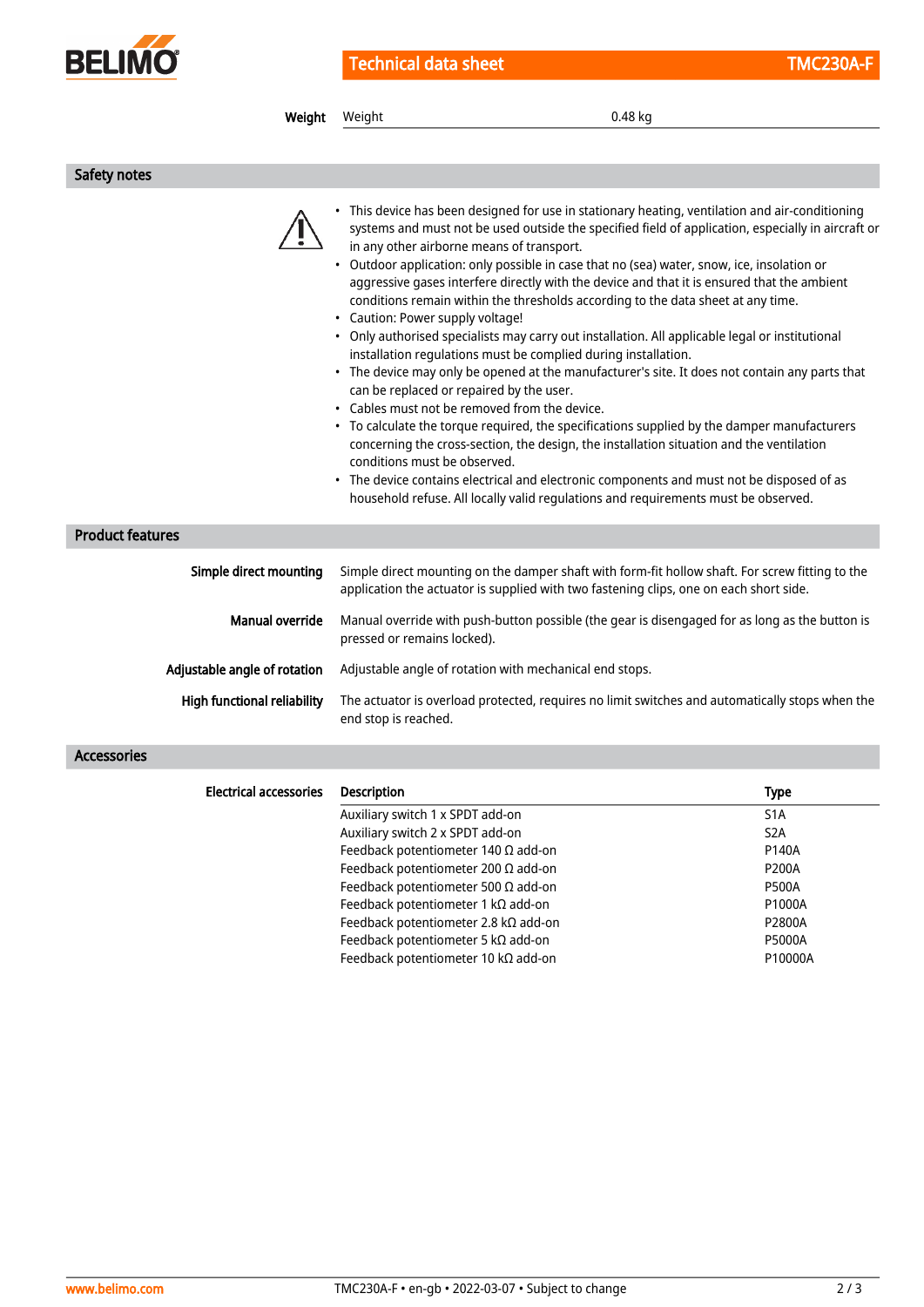| Weight | | |
|---|---|---|
| | Weight | 0.48 kg |

## Safety notes

- This device has been designed for use in stationary heating, ventilation and air-conditioning systems and must not be used outside the specified field of application, especially in aircraft or in any other airborne means of transport.
- Outdoor application: only possible in case that no (sea) water, snow, ice, insolation or aggressive gases interfere directly with the device and that it is ensured that the ambient conditions remain within the thresholds according to the data sheet at any time.
- Caution: Power supply voltage!
- Only authorised specialists may carry out installation. All applicable legal or institutional installation regulations must be complied during installation.
- The device may only be opened at the manufacturer's site. It does not contain any parts that can be replaced or repaired by the user.
- Cables must not be removed from the device.
- To calculate the torque required, the specifications supplied by the damper manufacturers concerning the cross-section, the design, the installation situation and the ventilation conditions must be observed.
- The device contains electrical and electronic components and must not be disposed of as household refuse. All locally valid regulations and requirements must be observed.

## Product features

**Simple direct mounting**
Simple direct mounting on the damper shaft with form-fit hollow shaft. For screw fitting to the application the actuator is supplied with two fastening clips, one on each short side.

**Manual override**
Manual override with push-button possible (the gear is disengaged for as long as the button is pressed or remains locked).

**Adjustable angle of rotation**
Adjustable angle of rotation with mechanical end stops.

**High functional reliability**
The actuator is overload protected, requires no limit switches and automatically stops when the end stop is reached.

## Accessories

**Electrical accessories**

| Description | Type |
|---|---|
| Auxiliary switch 1 x SPDT add-on | S1A |
| Auxiliary switch 2 x SPDT add-on | S2A |
| Feedback potentiometer 140 Ω add-on | P140A |
| Feedback potentiometer 200 Ω add-on | P200A |
| Feedback potentiometer 500 Ω add-on | P500A |
| Feedback potentiometer 1 kΩ add-on | P1000A |
| Feedback potentiometer 2.8 kΩ add-on | P2800A |
| Feedback potentiometer 5 kΩ add-on | P5000A |
| Feedback potentiometer 10 kΩ add-on | P10000A |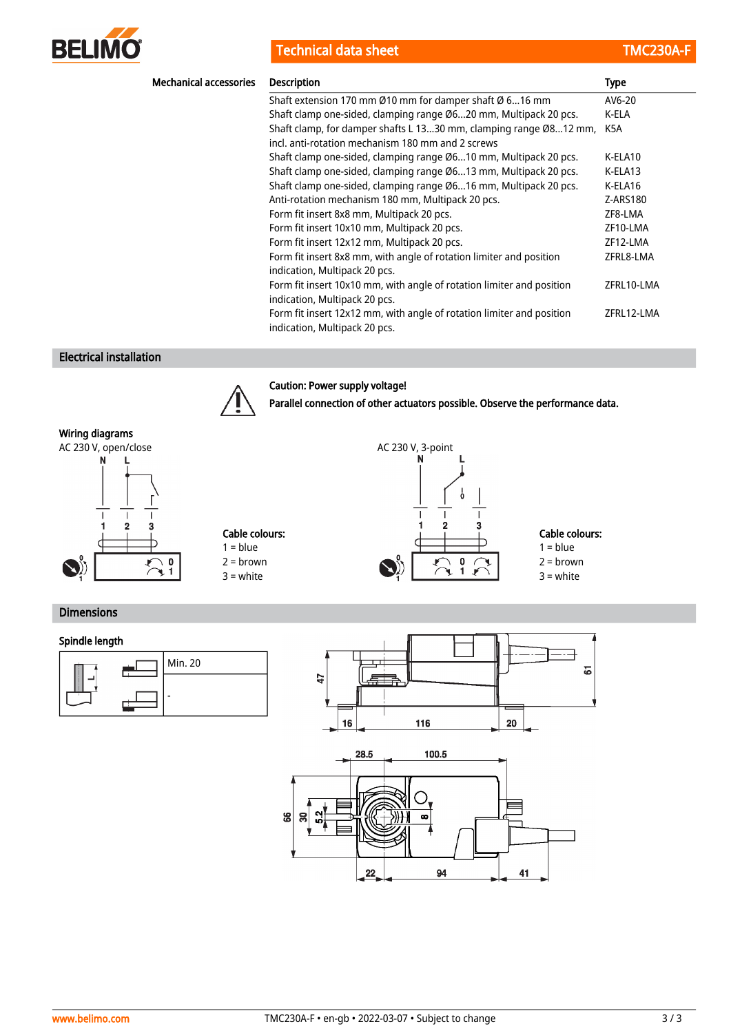## Mechanical accessories

| Description | Type |
|---|---|
| Shaft extension 170 mm Ø10 mm for damper shaft Ø 6...16 mm | AV6-20 |
| Shaft clamp one-sided, clamping range Ø6...20 mm, Multipack 20 pcs. | K-ELA |
| Shaft clamp, for damper shafts L 13...30 mm, clamping range Ø8...12 mm, incl. anti-rotation mechanism 180 mm and 2 screws | K5A |
| Shaft clamp one-sided, clamping range Ø6...10 mm, Multipack 20 pcs. | K-ELA10 |
| Shaft clamp one-sided, clamping range Ø6...13 mm, Multipack 20 pcs. | K-ELA13 |
| Shaft clamp one-sided, clamping range Ø6...16 mm, Multipack 20 pcs. | K-ELA16 |
| Anti-rotation mechanism 180 mm, Multipack 20 pcs. | Z-ARS180 |
| Form fit insert 8x8 mm, Multipack 20 pcs. | ZF8-LMA |
| Form fit insert 10x10 mm, Multipack 20 pcs. | ZF10-LMA |
| Form fit insert 12x12 mm, Multipack 20 pcs. | ZF12-LMA |
| Form fit insert 8x8 mm, with angle of rotation limiter and position indication, Multipack 20 pcs. | ZFRL8-LMA |
| Form fit insert 10x10 mm, with angle of rotation limiter and position indication, Multipack 20 pcs. | ZFRL10-LMA |
| Form fit insert 12x12 mm, with angle of rotation limiter and position indication, Multipack 20 pcs. | ZFRL12-LMA |

## Electrical installation

**Caution: Power supply voltage!**

**Parallel connection of other actuators possible. Observe the performance data.**

### Wiring diagrams

AC 230 V, open/close

N L
1 2 3
0 1

**Cable colours:**
1 = blue
2 = brown
3 = white

AC 230 V, 3-point

N L
1 2 3
0 1

**Cable colours:**
1 = blue
2 = brown
3 = white

## Dimensions

### Spindle length

| | |
|---|---|
| L | Min. 20 |
| | - |

47
61
16 116 20
28.5 100.5
66 30 5.2 8
22 94 41